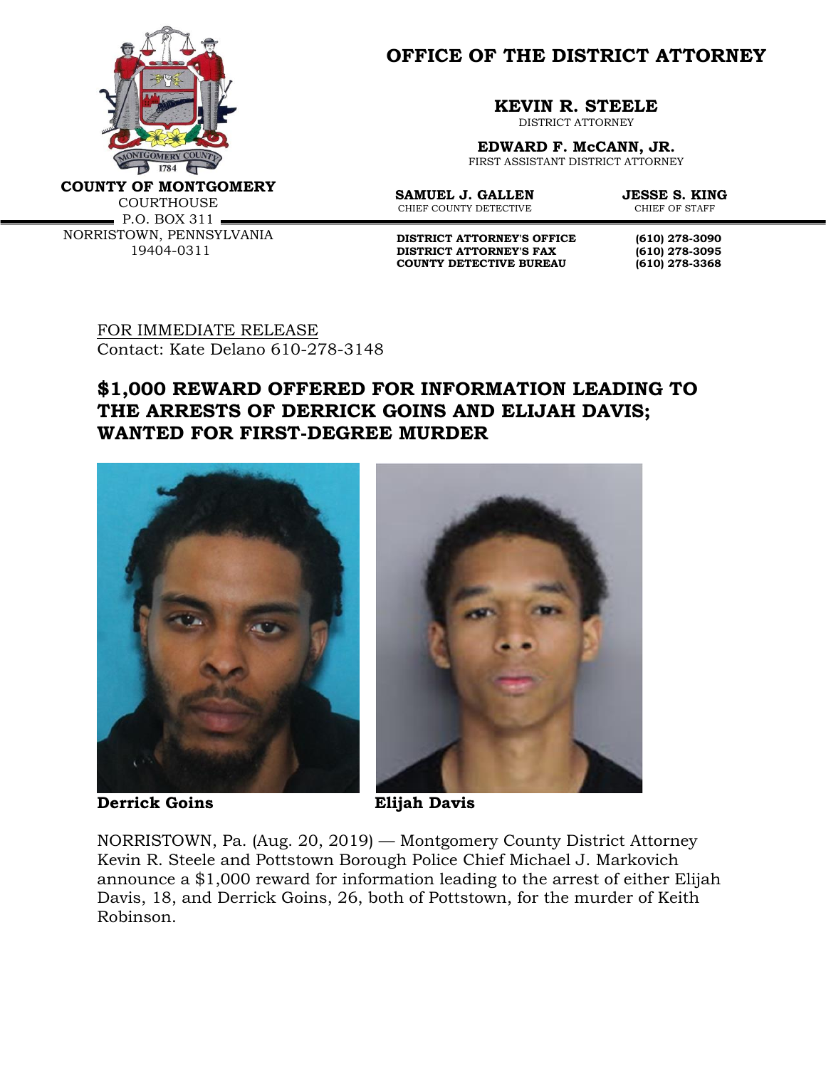**COUNTY OF MONTGOMERY**
COURTHOUSE
P.O. BOX 311
NORRISTOWN, PENNSYLVANIA
19404-0311

# OFFICE OF THE DISTRICT ATTORNEY

**KEVIN R. STEELE**
DISTRICT ATTORNEY

**EDWARD F. McCANN, JR.**
FIRST ASSISTANT DISTRICT ATTORNEY

**SAMUEL J. GALLEN**
CHIEF COUNTY DETECTIVE

**JESSE S. KING**
CHIEF OF STAFF

| | |
|---|---|
| **DISTRICT ATTORNEY'S OFFICE** | **(610) 278-3090** |
| **DISTRICT ATTORNEY'S FAX** | **(610) 278-3095** |
| **COUNTY DETECTIVE BUREAU** | **(610) 278-3368** |

FOR IMMEDIATE RELEASE
Contact: Kate Delano 610-278-3148

## $1,000 REWARD OFFERED FOR INFORMATION LEADING TO THE ARRESTS OF DERRICK GOINS AND ELIJAH DAVIS; WANTED FOR FIRST-DEGREE MURDER

**Derrick Goins** **Elijah Davis**

NORRISTOWN, Pa. (Aug. 20, 2019) — Montgomery County District Attorney Kevin R. Steele and Pottstown Borough Police Chief Michael J. Markovich announce a $1,000 reward for information leading to the arrest of either Elijah Davis, 18, and Derrick Goins, 26, both of Pottstown, for the murder of Keith Robinson.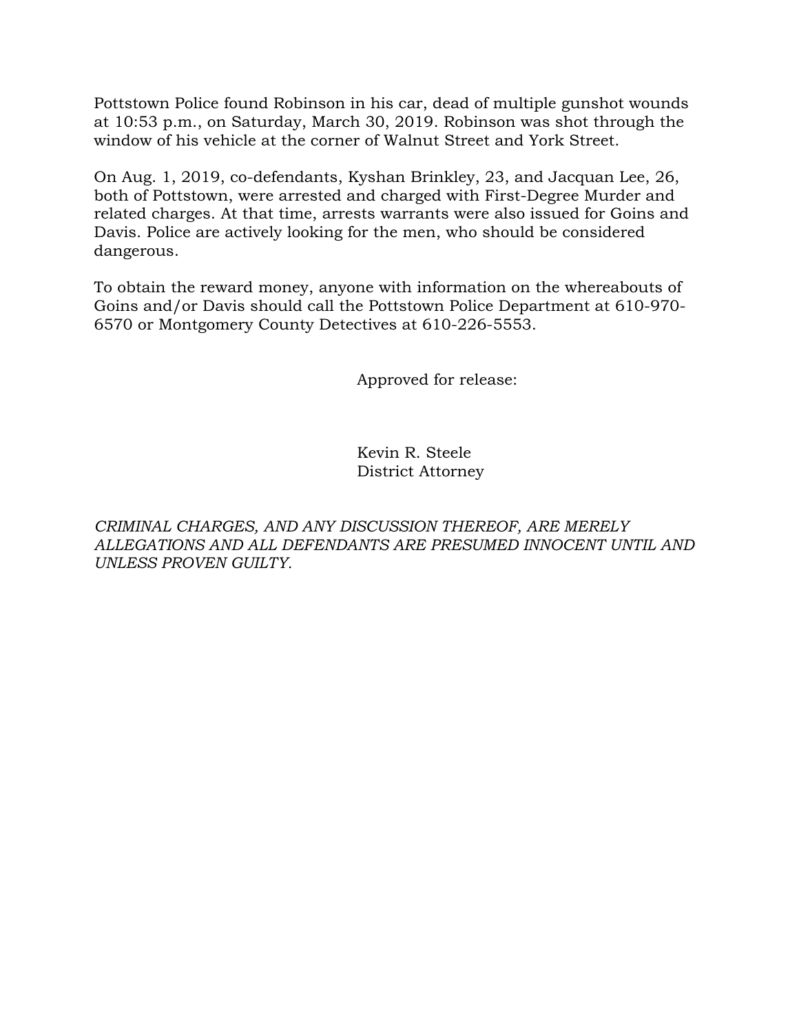Pottstown Police found Robinson in his car, dead of multiple gunshot wounds at 10:53 p.m., on Saturday, March 30, 2019. Robinson was shot through the window of his vehicle at the corner of Walnut Street and York Street.

On Aug. 1, 2019, co-defendants, Kyshan Brinkley, 23, and Jacquan Lee, 26, both of Pottstown, were arrested and charged with First-Degree Murder and related charges. At that time, arrests warrants were also issued for Goins and Davis. Police are actively looking for the men, who should be considered dangerous.

To obtain the reward money, anyone with information on the whereabouts of Goins and/or Davis should call the Pottstown Police Department at 610-970-6570 or Montgomery County Detectives at 610-226-5553.

Approved for release:

Kevin R. Steele
District Attorney

*CRIMINAL CHARGES, AND ANY DISCUSSION THEREOF, ARE MERELY ALLEGATIONS AND ALL DEFENDANTS ARE PRESUMED INNOCENT UNTIL AND UNLESS PROVEN GUILTY.*